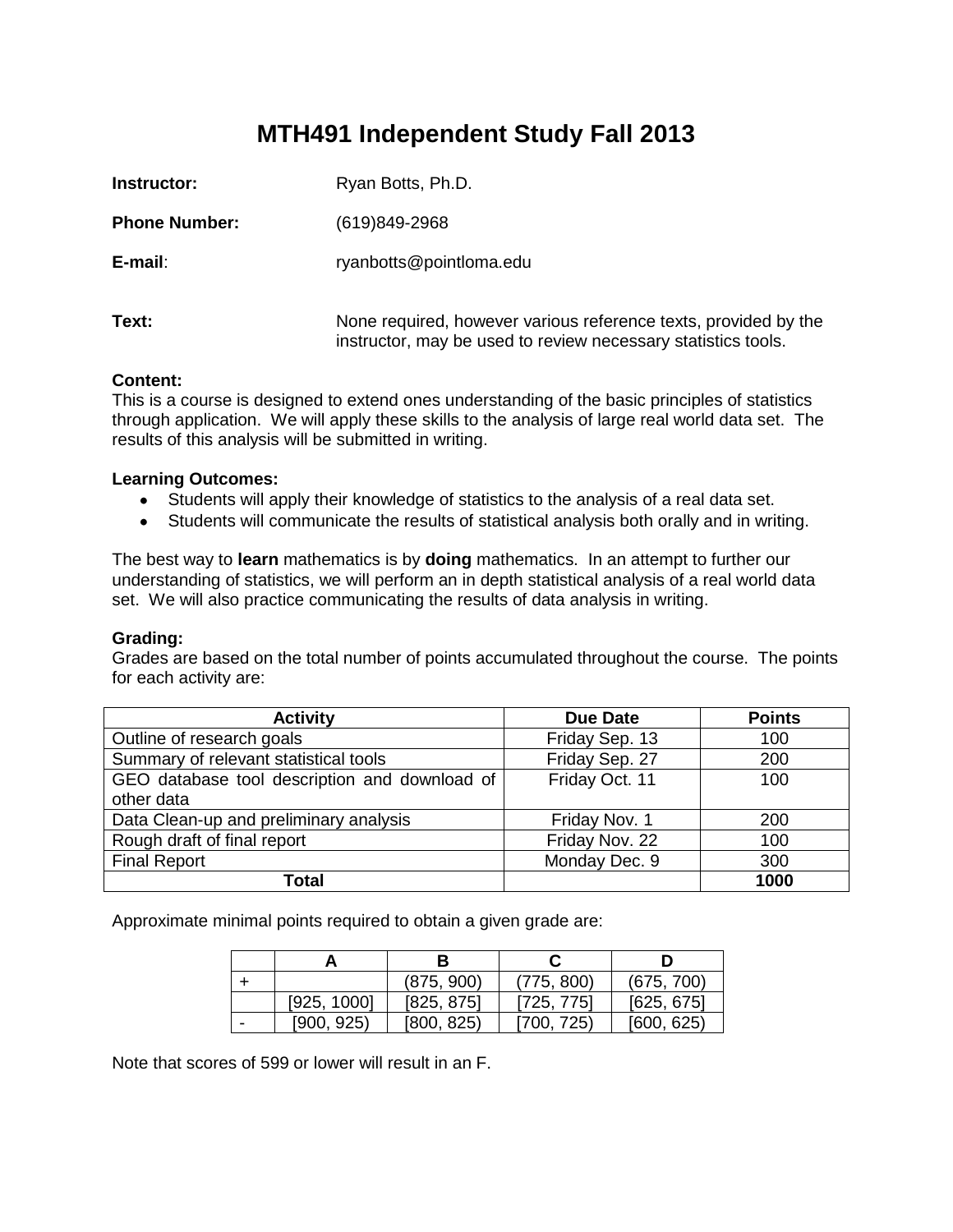# MTH491 Independent Study Fall 2013

**Instructor:** Ryan Botts, Ph.D.

**Phone Number:** (619)849-2968

**E-mail**: ryanbotts@pointloma.edu

**Text:** None required, however various reference texts, provided by the instructor, may be used to review necessary statistics tools.

**Content:**
This is a course is designed to extend ones understanding of the basic principles of statistics through application. We will apply these skills to the analysis of large real world data set. The results of this analysis will be submitted in writing.

**Learning Outcomes:**

- Students will apply their knowledge of statistics to the analysis of a real data set.
- Students will communicate the results of statistical analysis both orally and in writing.

The best way to **learn** mathematics is by **doing** mathematics. In an attempt to further our understanding of statistics, we will perform an in depth statistical analysis of a real world data set. We will also practice communicating the results of data analysis in writing.

**Grading:**
Grades are based on the total number of points accumulated throughout the course. The points for each activity are:

| Activity | Due Date | Points |
|---|---|---|
| Outline of research goals | Friday Sep. 13 | 100 |
| Summary of relevant statistical tools | Friday Sep. 27 | 200 |
| GEO database tool description and download of other data | Friday Oct. 11 | 100 |
| Data Clean-up and preliminary analysis | Friday Nov. 1 | 200 |
| Rough draft of final report | Friday Nov. 22 | 100 |
| Final Report | Monday Dec. 9 | 300 |
| **Total** | | **1000** |

Approximate minimal points required to obtain a given grade are:

| | A | B | C | D |
|---|---|---|---|---|
| + | | (875, 900) | (775, 800) | (675, 700) |
| | [925, 1000] | [825, 875] | [725, 775] | [625, 675] |
| - | [900, 925) | [800, 825) | [700, 725) | [600, 625) |

Note that scores of 599 or lower will result in an F.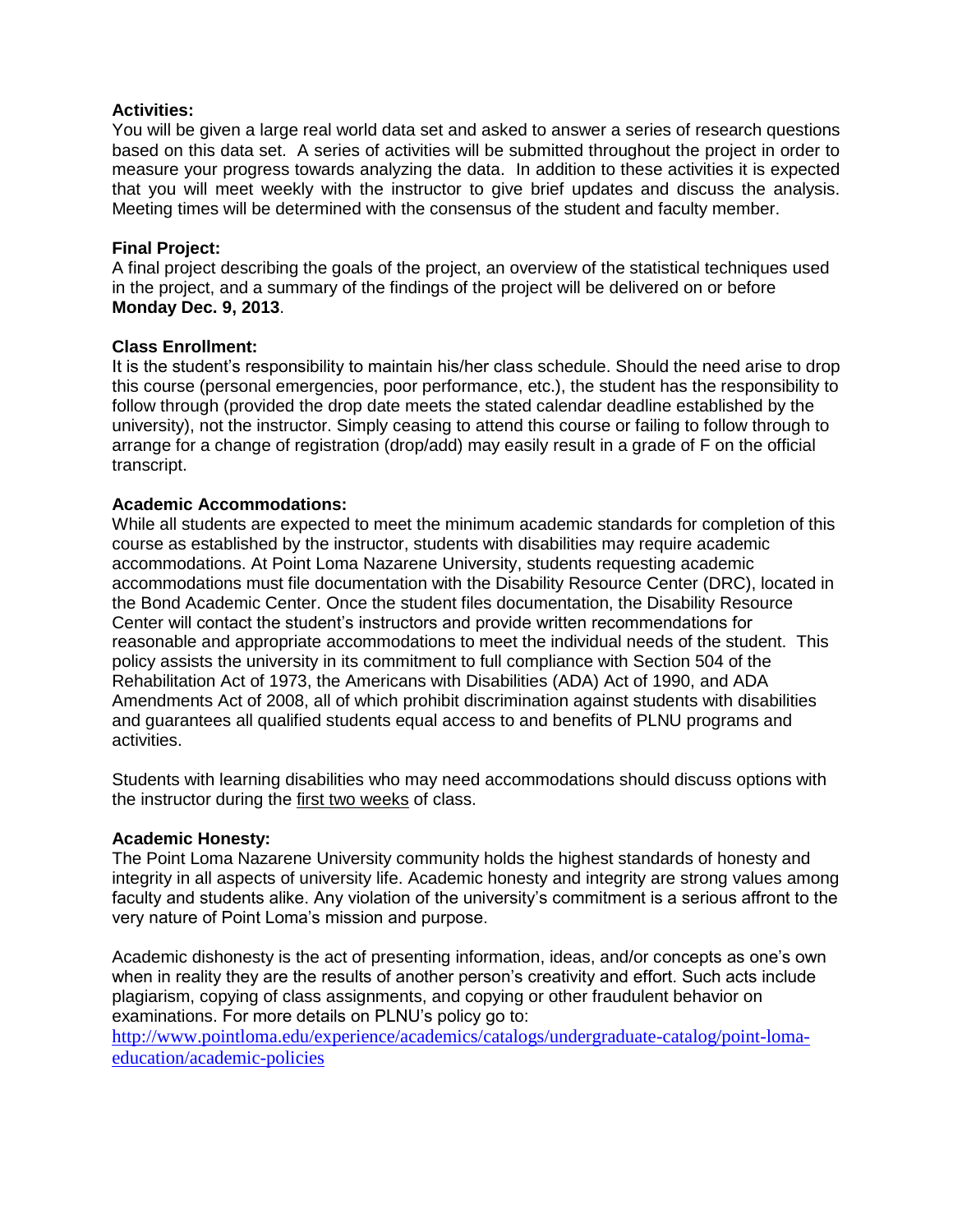**Activities:**
You will be given a large real world data set and asked to answer a series of research questions based on this data set. A series of activities will be submitted throughout the project in order to measure your progress towards analyzing the data. In addition to these activities it is expected that you will meet weekly with the instructor to give brief updates and discuss the analysis. Meeting times will be determined with the consensus of the student and faculty member.

**Final Project:**
A final project describing the goals of the project, an overview of the statistical techniques used in the project, and a summary of the findings of the project will be delivered on or before **Monday Dec. 9, 2013**.

**Class Enrollment:**
It is the student's responsibility to maintain his/her class schedule. Should the need arise to drop this course (personal emergencies, poor performance, etc.), the student has the responsibility to follow through (provided the drop date meets the stated calendar deadline established by the university), not the instructor. Simply ceasing to attend this course or failing to follow through to arrange for a change of registration (drop/add) may easily result in a grade of F on the official transcript.

**Academic Accommodations:**
While all students are expected to meet the minimum academic standards for completion of this course as established by the instructor, students with disabilities may require academic accommodations. At Point Loma Nazarene University, students requesting academic accommodations must file documentation with the Disability Resource Center (DRC), located in the Bond Academic Center. Once the student files documentation, the Disability Resource Center will contact the student's instructors and provide written recommendations for reasonable and appropriate accommodations to meet the individual needs of the student. This policy assists the university in its commitment to full compliance with Section 504 of the Rehabilitation Act of 1973, the Americans with Disabilities (ADA) Act of 1990, and ADA Amendments Act of 2008, all of which prohibit discrimination against students with disabilities and guarantees all qualified students equal access to and benefits of PLNU programs and activities.

Students with learning disabilities who may need accommodations should discuss options with the instructor during the first two weeks of class.

**Academic Honesty:**
The Point Loma Nazarene University community holds the highest standards of honesty and integrity in all aspects of university life. Academic honesty and integrity are strong values among faculty and students alike. Any violation of the university's commitment is a serious affront to the very nature of Point Loma's mission and purpose.

Academic dishonesty is the act of presenting information, ideas, and/or concepts as one's own when in reality they are the results of another person's creativity and effort. Such acts include plagiarism, copying of class assignments, and copying or other fraudulent behavior on examinations. For more details on PLNU's policy go to:
http://www.pointloma.edu/experience/academics/catalogs/undergraduate-catalog/point-loma-education/academic-policies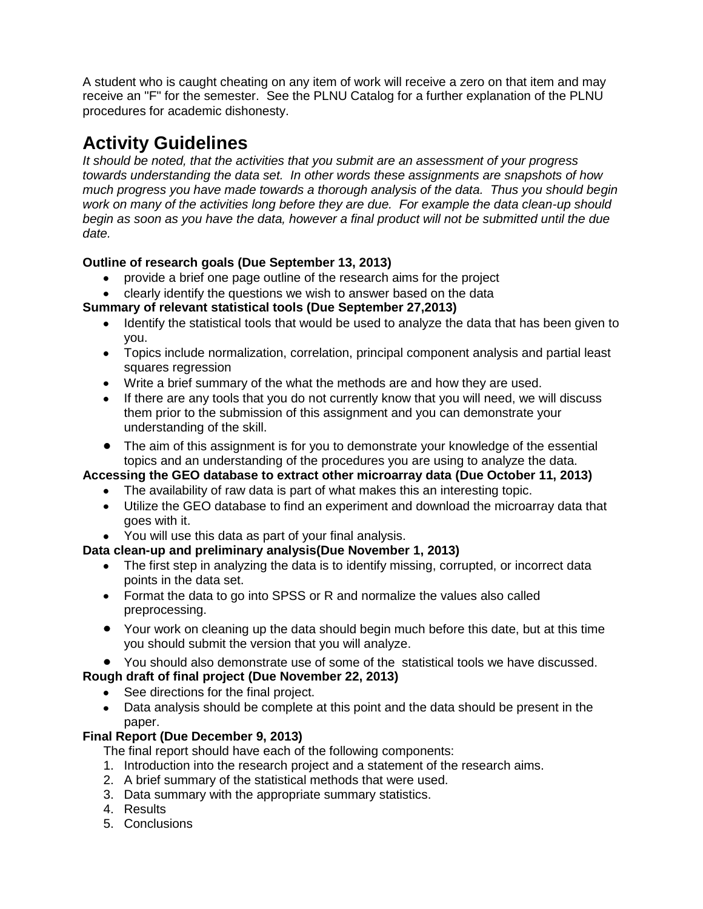A student who is caught cheating on any item of work will receive a zero on that item and may receive an "F" for the semester. See the PLNU Catalog for a further explanation of the PLNU procedures for academic dishonesty.

# Activity Guidelines

*It should be noted, that the activities that you submit are an assessment of your progress towards understanding the data set. In other words these assignments are snapshots of how much progress you have made towards a thorough analysis of the data. Thus you should begin work on many of the activities long before they are due. For example the data clean-up should begin as soon as you have the data, however a final product will not be submitted until the due date.*

**Outline of research goals (Due September 13, 2013)**

- provide a brief one page outline of the research aims for the project
- clearly identify the questions we wish to answer based on the data

**Summary of relevant statistical tools (Due September 27,2013)**

- Identify the statistical tools that would be used to analyze the data that has been given to you.
- Topics include normalization, correlation, principal component analysis and partial least squares regression
- Write a brief summary of the what the methods are and how they are used.
- If there are any tools that you do not currently know that you will need, we will discuss them prior to the submission of this assignment and you can demonstrate your understanding of the skill.
- The aim of this assignment is for you to demonstrate your knowledge of the essential topics and an understanding of the procedures you are using to analyze the data.

**Accessing the GEO database to extract other microarray data (Due October 11, 2013)**

- The availability of raw data is part of what makes this an interesting topic.
- Utilize the GEO database to find an experiment and download the microarray data that goes with it.
- You will use this data as part of your final analysis.

**Data clean-up and preliminary analysis(Due November 1, 2013)**

- The first step in analyzing the data is to identify missing, corrupted, or incorrect data points in the data set.
- Format the data to go into SPSS or R and normalize the values also called preprocessing.
- Your work on cleaning up the data should begin much before this date, but at this time you should submit the version that you will analyze.
- You should also demonstrate use of some of the statistical tools we have discussed.

**Rough draft of final project (Due November 22, 2013)**

- See directions for the final project.
- Data analysis should be complete at this point and the data should be present in the paper.

**Final Report (Due December 9, 2013)**

The final report should have each of the following components:

1. Introduction into the research project and a statement of the research aims.
2. A brief summary of the statistical methods that were used.
3. Data summary with the appropriate summary statistics.
4. Results
5. Conclusions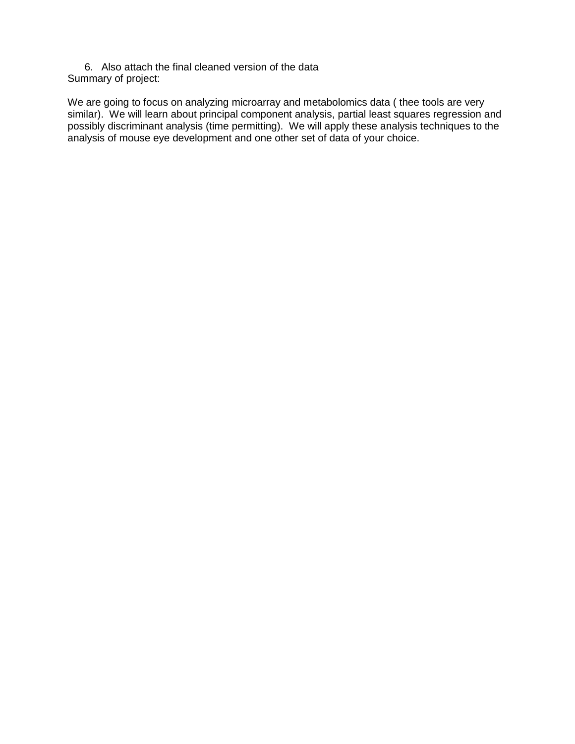6. Also attach the final cleaned version of the data

Summary of project:

We are going to focus on analyzing microarray and metabolomics data ( thee tools are very similar). We will learn about principal component analysis, partial least squares regression and possibly discriminant analysis (time permitting). We will apply these analysis techniques to the analysis of mouse eye development and one other set of data of your choice.